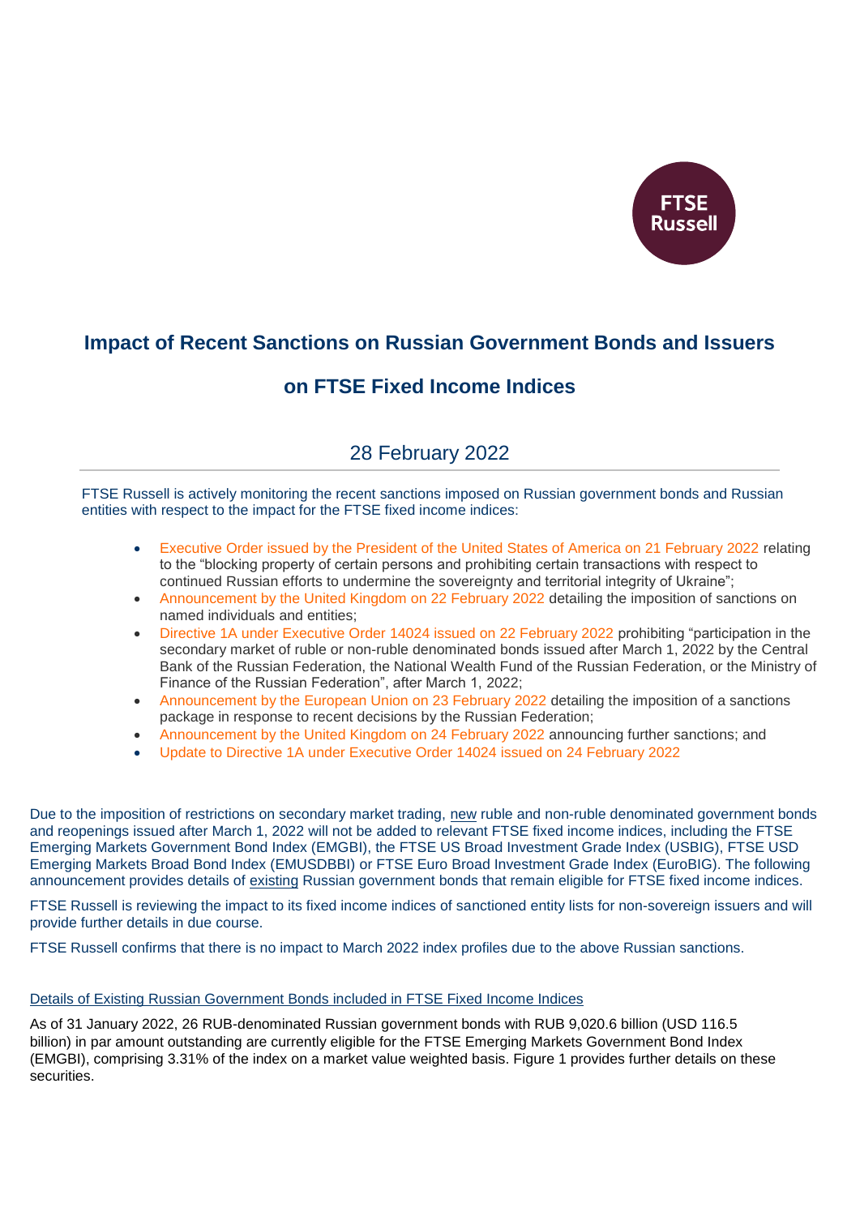FTSE Russell

# Impact of Recent Sanctions on Russian Government Bonds and Issuers on FTSE Fixed Income Indices

## 28 February 2022

FTSE Russell is actively monitoring the recent sanctions imposed on Russian government bonds and Russian entities with respect to the impact for the FTSE fixed income indices:

- Executive Order issued by the President of the United States of America on 21 February 2022 relating to the "blocking property of certain persons and prohibiting certain transactions with respect to continued Russian efforts to undermine the sovereignty and territorial integrity of Ukraine";
- Announcement by the United Kingdom on 22 February 2022 detailing the imposition of sanctions on named individuals and entities;
- Directive 1A under Executive Order 14024 issued on 22 February 2022 prohibiting "participation in the secondary market of ruble or non-ruble denominated bonds issued after March 1, 2022 by the Central Bank of the Russian Federation, the National Wealth Fund of the Russian Federation, or the Ministry of Finance of the Russian Federation", after March 1, 2022;
- Announcement by the European Union on 23 February 2022 detailing the imposition of a sanctions package in response to recent decisions by the Russian Federation;
- Announcement by the United Kingdom on 24 February 2022 announcing further sanctions; and
- Update to Directive 1A under Executive Order 14024 issued on 24 February 2022

Due to the imposition of restrictions on secondary market trading, new ruble and non-ruble denominated government bonds and reopenings issued after March 1, 2022 will not be added to relevant FTSE fixed income indices, including the FTSE Emerging Markets Government Bond Index (EMGBI), the FTSE US Broad Investment Grade Index (USBIG), FTSE USD Emerging Markets Broad Bond Index (EMUSDBBI) or FTSE Euro Broad Investment Grade Index (EuroBIG). The following announcement provides details of existing Russian government bonds that remain eligible for FTSE fixed income indices.

FTSE Russell is reviewing the impact to its fixed income indices of sanctioned entity lists for non-sovereign issuers and will provide further details in due course.

FTSE Russell confirms that there is no impact to March 2022 index profiles due to the above Russian sanctions.

Details of Existing Russian Government Bonds included in FTSE Fixed Income Indices

As of 31 January 2022, 26 RUB-denominated Russian government bonds with RUB 9,020.6 billion (USD 116.5 billion) in par amount outstanding are currently eligible for the FTSE Emerging Markets Government Bond Index (EMGBI), comprising 3.31% of the index on a market value weighted basis. Figure 1 provides further details on these securities.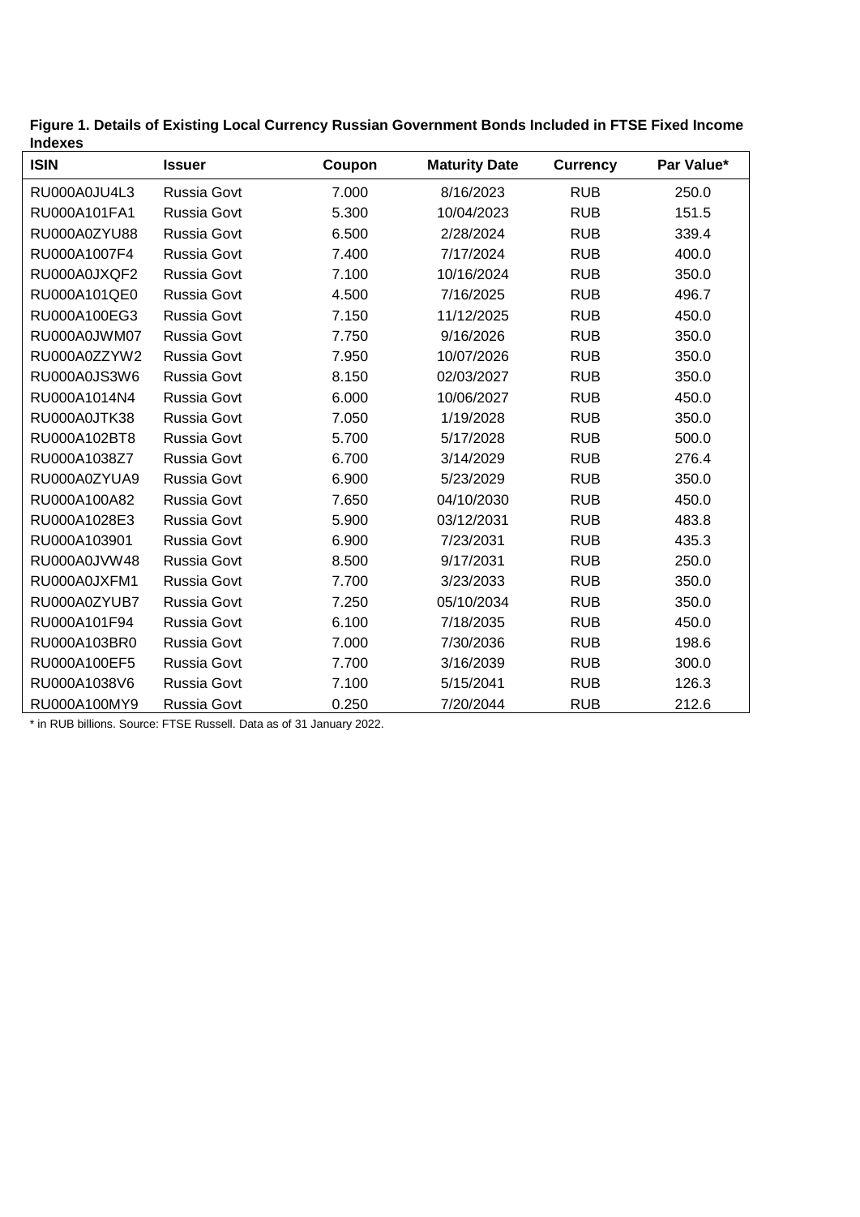**Figure 1. Details of Existing Local Currency Russian Government Bonds Included in FTSE Fixed Income Indexes**

| ISIN | Issuer | Coupon | Maturity Date | Currency | Par Value* |
|---|---|---|---|---|---|
| RU000A0JU4L3 | Russia Govt | 7.000 | 8/16/2023 | RUB | 250.0 |
| RU000A101FA1 | Russia Govt | 5.300 | 10/04/2023 | RUB | 151.5 |
| RU000A0ZYU88 | Russia Govt | 6.500 | 2/28/2024 | RUB | 339.4 |
| RU000A1007F4 | Russia Govt | 7.400 | 7/17/2024 | RUB | 400.0 |
| RU000A0JXQF2 | Russia Govt | 7.100 | 10/16/2024 | RUB | 350.0 |
| RU000A101QE0 | Russia Govt | 4.500 | 7/16/2025 | RUB | 496.7 |
| RU000A100EG3 | Russia Govt | 7.150 | 11/12/2025 | RUB | 450.0 |
| RU000A0JWM07 | Russia Govt | 7.750 | 9/16/2026 | RUB | 350.0 |
| RU000A0ZZYW2 | Russia Govt | 7.950 | 10/07/2026 | RUB | 350.0 |
| RU000A0JS3W6 | Russia Govt | 8.150 | 02/03/2027 | RUB | 350.0 |
| RU000A1014N4 | Russia Govt | 6.000 | 10/06/2027 | RUB | 450.0 |
| RU000A0JTK38 | Russia Govt | 7.050 | 1/19/2028 | RUB | 350.0 |
| RU000A102BT8 | Russia Govt | 5.700 | 5/17/2028 | RUB | 500.0 |
| RU000A1038Z7 | Russia Govt | 6.700 | 3/14/2029 | RUB | 276.4 |
| RU000A0ZYUA9 | Russia Govt | 6.900 | 5/23/2029 | RUB | 350.0 |
| RU000A100A82 | Russia Govt | 7.650 | 04/10/2030 | RUB | 450.0 |
| RU000A1028E3 | Russia Govt | 5.900 | 03/12/2031 | RUB | 483.8 |
| RU000A103901 | Russia Govt | 6.900 | 7/23/2031 | RUB | 435.3 |
| RU000A0JVW48 | Russia Govt | 8.500 | 9/17/2031 | RUB | 250.0 |
| RU000A0JXFM1 | Russia Govt | 7.700 | 3/23/2033 | RUB | 350.0 |
| RU000A0ZYUB7 | Russia Govt | 7.250 | 05/10/2034 | RUB | 350.0 |
| RU000A101F94 | Russia Govt | 6.100 | 7/18/2035 | RUB | 450.0 |
| RU000A103BR0 | Russia Govt | 7.000 | 7/30/2036 | RUB | 198.6 |
| RU000A100EF5 | Russia Govt | 7.700 | 3/16/2039 | RUB | 300.0 |
| RU000A1038V6 | Russia Govt | 7.100 | 5/15/2041 | RUB | 126.3 |
| RU000A100MY9 | Russia Govt | 0.250 | 7/20/2044 | RUB | 212.6 |

* in RUB billions. Source: FTSE Russell. Data as of 31 January 2022.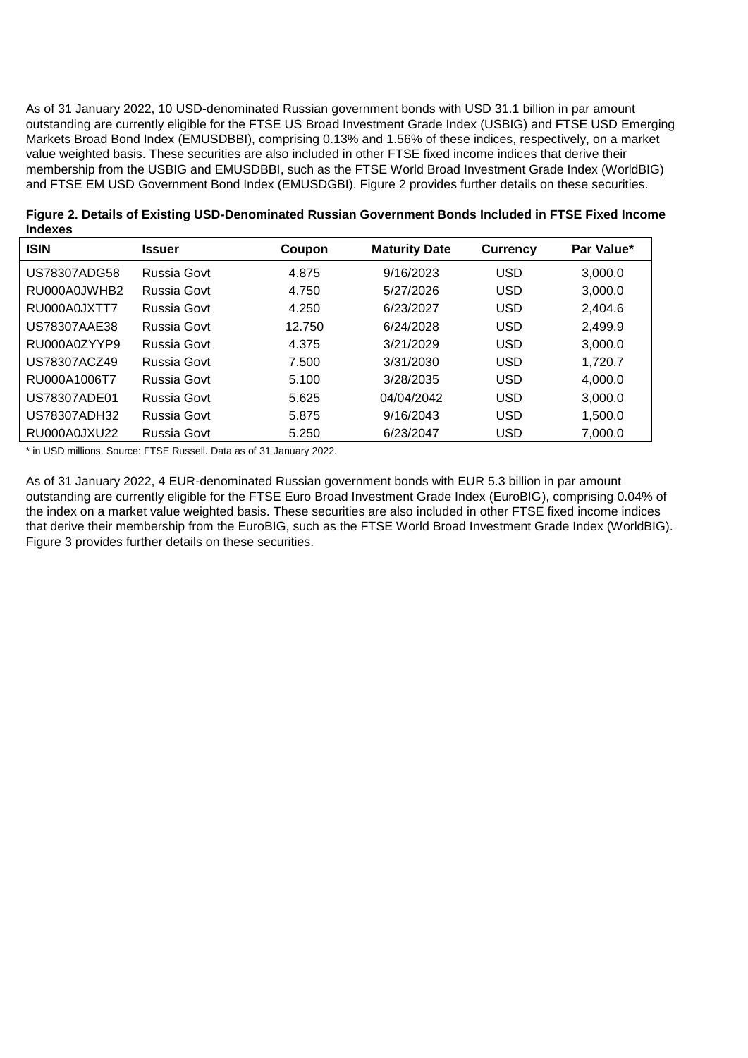As of 31 January 2022, 10 USD-denominated Russian government bonds with USD 31.1 billion in par amount outstanding are currently eligible for the FTSE US Broad Investment Grade Index (USBIG) and FTSE USD Emerging Markets Broad Bond Index (EMUSDBBI), comprising 0.13% and 1.56% of these indices, respectively, on a market value weighted basis. These securities are also included in other FTSE fixed income indices that derive their membership from the USBIG and EMUSDBBI, such as the FTSE World Broad Investment Grade Index (WorldBIG) and FTSE EM USD Government Bond Index (EMUSDGBI). Figure 2 provides further details on these securities.

**Figure 2. Details of Existing USD-Denominated Russian Government Bonds Included in FTSE Fixed Income Indexes**

| ISIN | Issuer | Coupon | Maturity Date | Currency | Par Value* |
|---|---|---|---|---|---|
| US78307ADG58 | Russia Govt | 4.875 | 9/16/2023 | USD | 3,000.0 |
| RU000A0JWHB2 | Russia Govt | 4.750 | 5/27/2026 | USD | 3,000.0 |
| RU000A0JXTT7 | Russia Govt | 4.250 | 6/23/2027 | USD | 2,404.6 |
| US78307AAE38 | Russia Govt | 12.750 | 6/24/2028 | USD | 2,499.9 |
| RU000A0ZYYP9 | Russia Govt | 4.375 | 3/21/2029 | USD | 3,000.0 |
| US78307ACZ49 | Russia Govt | 7.500 | 3/31/2030 | USD | 1,720.7 |
| RU000A1006T7 | Russia Govt | 5.100 | 3/28/2035 | USD | 4,000.0 |
| US78307ADE01 | Russia Govt | 5.625 | 04/04/2042 | USD | 3,000.0 |
| US78307ADH32 | Russia Govt | 5.875 | 9/16/2043 | USD | 1,500.0 |
| RU000A0JXU22 | Russia Govt | 5.250 | 6/23/2047 | USD | 7,000.0 |

* in USD millions. Source: FTSE Russell. Data as of 31 January 2022.

As of 31 January 2022, 4 EUR-denominated Russian government bonds with EUR 5.3 billion in par amount outstanding are currently eligible for the FTSE Euro Broad Investment Grade Index (EuroBIG), comprising 0.04% of the index on a market value weighted basis. These securities are also included in other FTSE fixed income indices that derive their membership from the EuroBIG, such as the FTSE World Broad Investment Grade Index (WorldBIG). Figure 3 provides further details on these securities.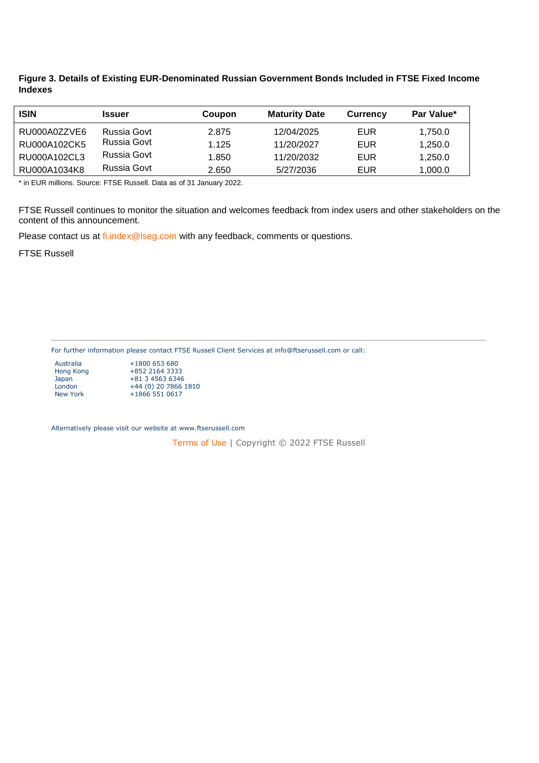**Figure 3. Details of Existing EUR-Denominated Russian Government Bonds Included in FTSE Fixed Income Indexes**

| ISIN | Issuer | Coupon | Maturity Date | Currency | Par Value* |
|---|---|---|---|---|---|
| RU000A0ZZVE6 | Russia Govt | 2.875 | 12/04/2025 | EUR | 1,750.0 |
| RU000A102CK5 | Russia Govt | 1.125 | 11/20/2027 | EUR | 1,250.0 |
| RU000A102CL3 | Russia Govt | 1.850 | 11/20/2032 | EUR | 1,250.0 |
| RU000A1034K8 | Russia Govt | 2.650 | 5/27/2036 | EUR | 1,000.0 |

* in EUR millions. Source: FTSE Russell. Data as of 31 January 2022.

FTSE Russell continues to monitor the situation and welcomes feedback from index users and other stakeholders on the content of this announcement.

Please contact us at fi.index@lseg.com with any feedback, comments or questions.

FTSE Russell

For further information please contact FTSE Russell Client Services at info@ftserussell.com or call:

| | |
|---|---|
| Australia | +1800 653 680 |
| Hong Kong | +852 2164 3333 |
| Japan | +81 3 4563 6346 |
| London | +44 (0) 20 7866 1810 |
| New York | +1866 551 0617 |

Alternatively please visit our website at www.ftserussell.com

Terms of Use | Copyright © 2022 FTSE Russell